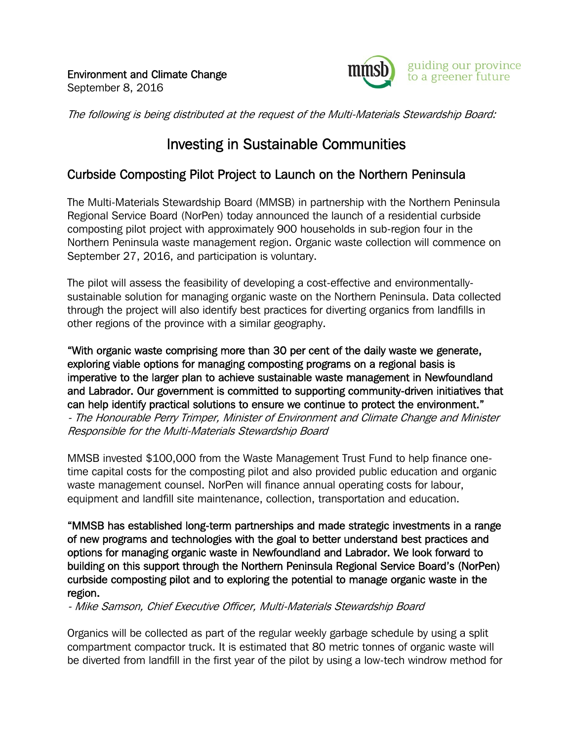Environment and Climate Change
September 8, 2016

guiding our province to a greener future

*The following is being distributed at the request of the Multi-Materials Stewardship Board:*

# Investing in Sustainable Communities

## Curbside Composting Pilot Project to Launch on the Northern Peninsula

The Multi-Materials Stewardship Board (MMSB) in partnership with the Northern Peninsula Regional Service Board (NorPen) today announced the launch of a residential curbside composting pilot project with approximately 900 households in sub-region four in the Northern Peninsula waste management region. Organic waste collection will commence on September 27, 2016, and participation is voluntary.

The pilot will assess the feasibility of developing a cost-effective and environmentally-sustainable solution for managing organic waste on the Northern Peninsula. Data collected through the project will also identify best practices for diverting organics from landfills in other regions of the province with a similar geography.

**"With organic waste comprising more than 30 per cent of the daily waste we generate, exploring viable options for managing composting programs on a regional basis is imperative to the larger plan to achieve sustainable waste management in Newfoundland and Labrador. Our government is committed to supporting community-driven initiatives that can help identify practical solutions to ensure we continue to protect the environment."**
*- The Honourable Perry Trimper, Minister of Environment and Climate Change and Minister Responsible for the Multi-Materials Stewardship Board*

MMSB invested $100,000 from the Waste Management Trust Fund to help finance one-time capital costs for the composting pilot and also provided public education and organic waste management counsel. NorPen will finance annual operating costs for labour, equipment and landfill site maintenance, collection, transportation and education.

**"MMSB has established long-term partnerships and made strategic investments in a range of new programs and technologies with the goal to better understand best practices and options for managing organic waste in Newfoundland and Labrador. We look forward to building on this support through the Northern Peninsula Regional Service Board's (NorPen) curbside composting pilot and to exploring the potential to manage organic waste in the region.**
*- Mike Samson, Chief Executive Officer, Multi-Materials Stewardship Board*

Organics will be collected as part of the regular weekly garbage schedule by using a split compartment compactor truck. It is estimated that 80 metric tonnes of organic waste will be diverted from landfill in the first year of the pilot by using a low-tech windrow method for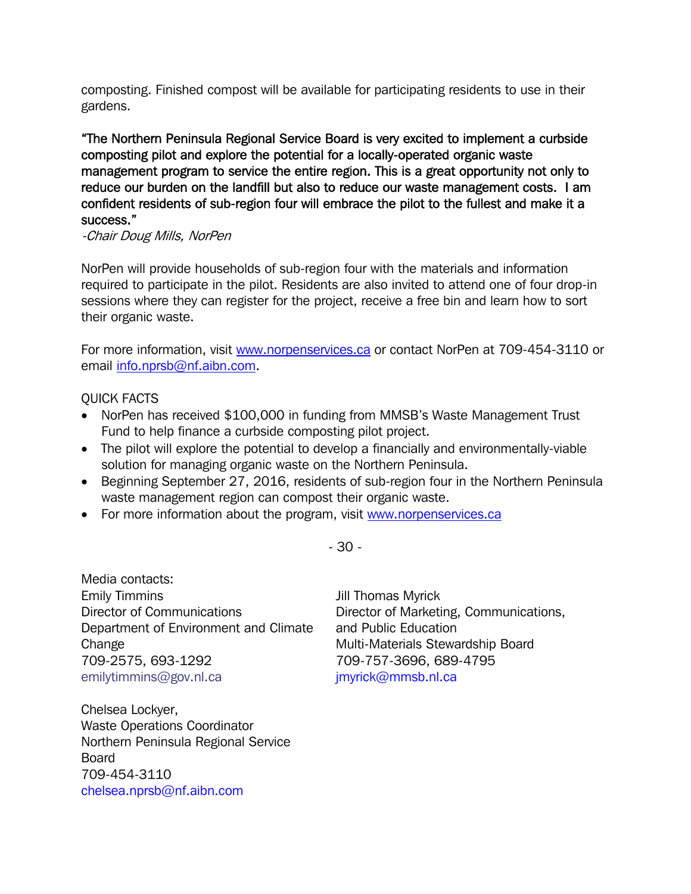composting. Finished compost will be available for participating residents to use in their gardens.

**"The Northern Peninsula Regional Service Board is very excited to implement a curbside composting pilot and explore the potential for a locally-operated organic waste management program to service the entire region. This is a great opportunity not only to reduce our burden on the landfill but also to reduce our waste management costs. I am confident residents of sub-region four will embrace the pilot to the fullest and make it a success."**
*-Chair Doug Mills, NorPen*

NorPen will provide households of sub-region four with the materials and information required to participate in the pilot. Residents are also invited to attend one of four drop-in sessions where they can register for the project, receive a free bin and learn how to sort their organic waste.

For more information, visit www.norpenservices.ca or contact NorPen at 709-454-3110 or email info.nprsb@nf.aibn.com.

QUICK FACTS

- NorPen has received $100,000 in funding from MMSB's Waste Management Trust Fund to help finance a curbside composting pilot project.
- The pilot will explore the potential to develop a financially and environmentally-viable solution for managing organic waste on the Northern Peninsula.
- Beginning September 27, 2016, residents of sub-region four in the Northern Peninsula waste management region can compost their organic waste.
- For more information about the program, visit www.norpenservices.ca

- 30 -

Media contacts:

Emily Timmins
Director of Communications
Department of Environment and Climate Change
709-2575, 693-1292
emilytimmins@gov.nl.ca

Jill Thomas Myrick
Director of Marketing, Communications, and Public Education
Multi-Materials Stewardship Board
709-757-3696, 689-4795
jmyrick@mmsb.nl.ca

Chelsea Lockyer,
Waste Operations Coordinator
Northern Peninsula Regional Service Board
709-454-3110
chelsea.nprsb@nf.aibn.com